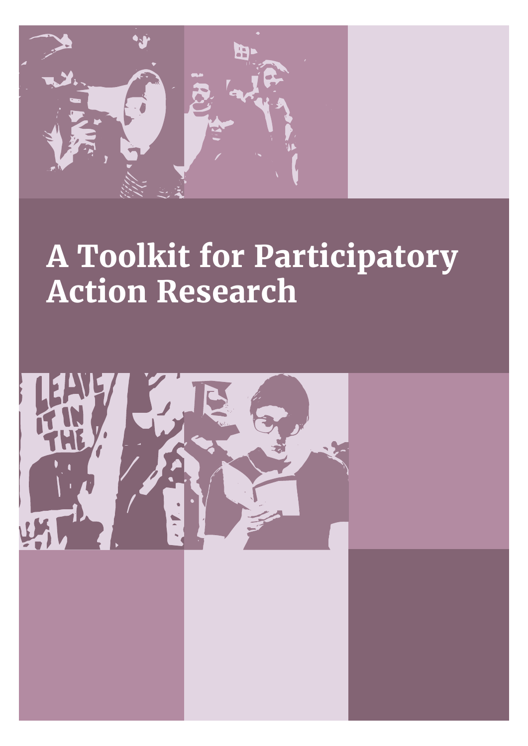# A Toolkit for Participatory Action Research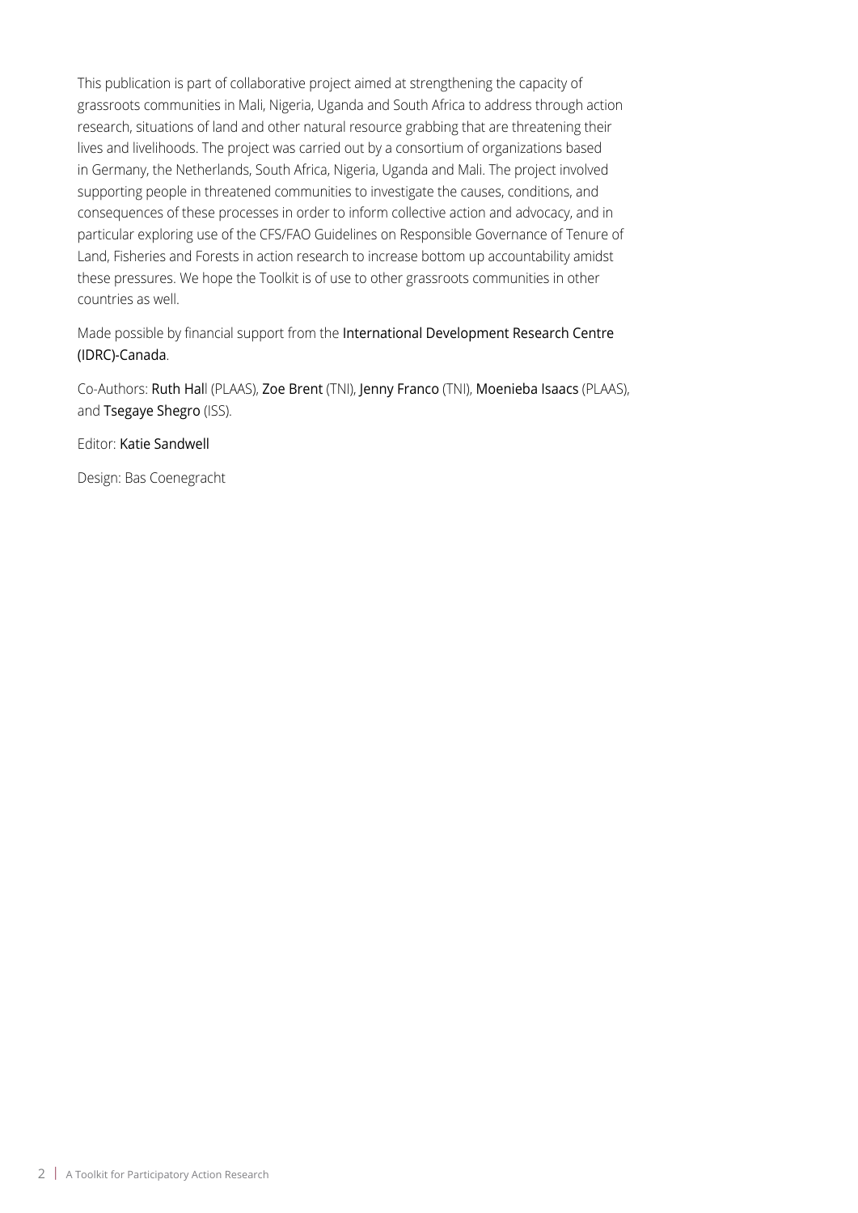This publication is part of collaborative project aimed at strengthening the capacity of grassroots communities in Mali, Nigeria, Uganda and South Africa to address through action research, situations of land and other natural resource grabbing that are threatening their lives and livelihoods. The project was carried out by a consortium of organizations based in Germany, the Netherlands, South Africa, Nigeria, Uganda and Mali. The project involved supporting people in threatened communities to investigate the causes, conditions, and consequences of these processes in order to inform collective action and advocacy, and in particular exploring use of the CFS/FAO Guidelines on Responsible Governance of Tenure of Land, Fisheries and Forests in action research to increase bottom up accountability amidst these pressures. We hope the Toolkit is of use to other grassroots communities in other countries as well.

Made possible by financial support from the International Development Research Centre (IDRC)-Canada.

Co-Authors: Ruth Hall (PLAAS), Zoe Brent (TNI), Jenny Franco (TNI), Moenieba Isaacs (PLAAS), and Tsegaye Shegro (ISS).

Editor: Katie Sandwell

Design: Bas Coenegracht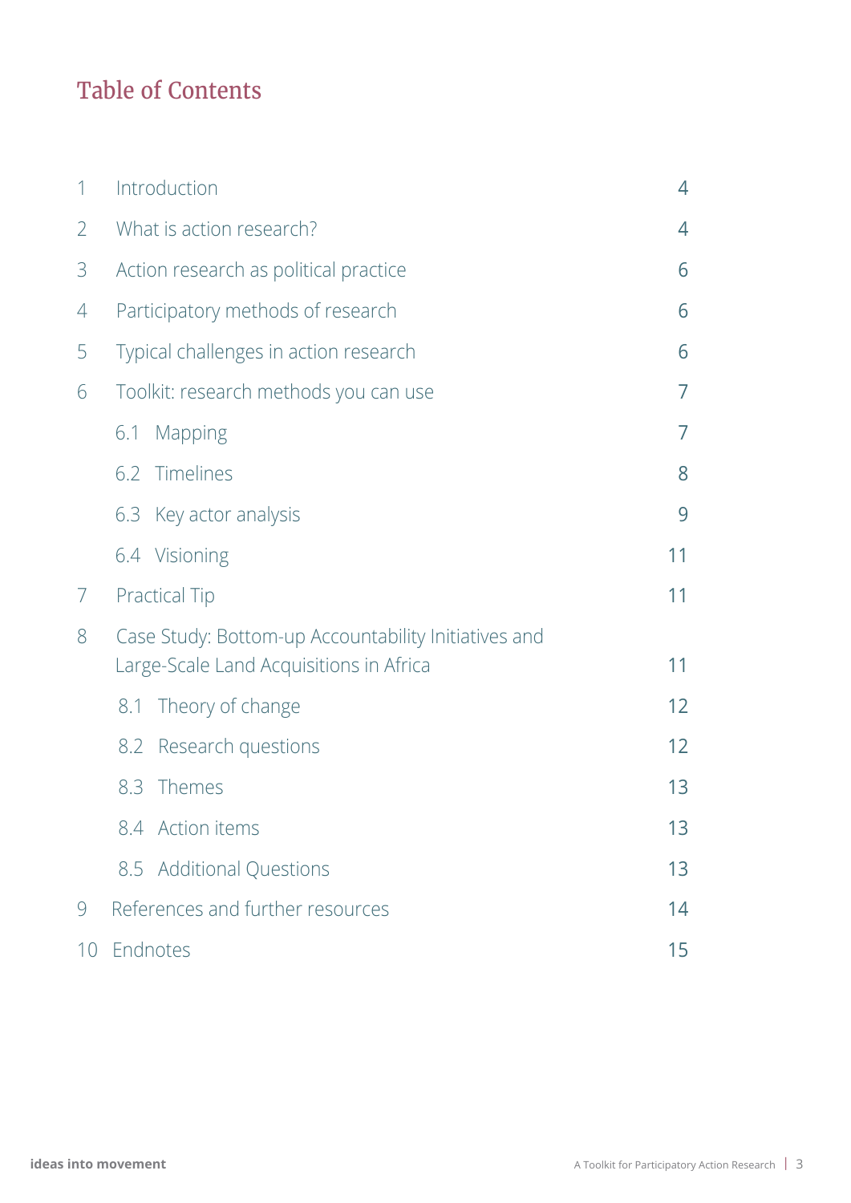## Table of Contents

| | | |
|---|---|---|
| 1 | Introduction | 4 |
| 2 | What is action research? | 4 |
| 3 | Action research as political practice | 6 |
| 4 | Participatory methods of research | 6 |
| 5 | Typical challenges in action research | 6 |
| 6 | Toolkit: research methods you can use | 7 |
| | 6.1 Mapping | 7 |
| | 6.2 Timelines | 8 |
| | 6.3 Key actor analysis | 9 |
| | 6.4 Visioning | 11 |
| 7 | Practical Tip | 11 |
| 8 | Case Study: Bottom-up Accountability Initiatives and Large-Scale Land Acquisitions in Africa | 11 |
| | 8.1 Theory of change | 12 |
| | 8.2 Research questions | 12 |
| | 8.3 Themes | 13 |
| | 8.4 Action items | 13 |
| | 8.5 Additional Questions | 13 |
| 9 | References and further resources | 14 |
| 10 | Endnotes | 15 |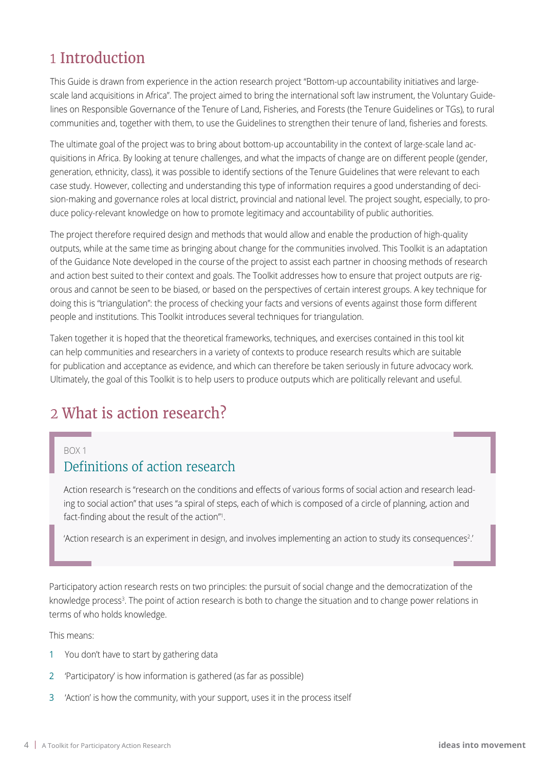# 1 Introduction

This Guide is drawn from experience in the action research project "Bottom-up accountability initiatives and large-scale land acquisitions in Africa". The project aimed to bring the international soft law instrument, the Voluntary Guidelines on Responsible Governance of the Tenure of Land, Fisheries, and Forests (the Tenure Guidelines or TGs), to rural communities and, together with them, to use the Guidelines to strengthen their tenure of land, fisheries and forests.

The ultimate goal of the project was to bring about bottom-up accountability in the context of large-scale land acquisitions in Africa. By looking at tenure challenges, and what the impacts of change are on different people (gender, generation, ethnicity, class), it was possible to identify sections of the Tenure Guidelines that were relevant to each case study. However, collecting and understanding this type of information requires a good understanding of decision-making and governance roles at local district, provincial and national level. The project sought, especially, to produce policy-relevant knowledge on how to promote legitimacy and accountability of public authorities.

The project therefore required design and methods that would allow and enable the production of high-quality outputs, while at the same time as bringing about change for the communities involved. This Toolkit is an adaptation of the Guidance Note developed in the course of the project to assist each partner in choosing methods of research and action best suited to their context and goals. The Toolkit addresses how to ensure that project outputs are rigorous and cannot be seen to be biased, or based on the perspectives of certain interest groups. A key technique for doing this is "triangulation": the process of checking your facts and versions of events against those form different people and institutions. This Toolkit introduces several techniques for triangulation.

Taken together it is hoped that the theoretical frameworks, techniques, and exercises contained in this tool kit can help communities and researchers in a variety of contexts to produce research results which are suitable for publication and acceptance as evidence, and which can therefore be taken seriously in future advocacy work. Ultimately, the goal of this Toolkit is to help users to produce outputs which are politically relevant and useful.

# 2 What is action research?

BOX 1

## Definitions of action research

Action research is "research on the conditions and effects of various forms of social action and research leading to social action" that uses "a spiral of steps, each of which is composed of a circle of planning, action and fact-finding about the result of the action"[1].

'Action research is an experiment in design, and involves implementing an action to study its consequences[2].'

Participatory action research rests on two principles: the pursuit of social change and the democratization of the knowledge process[3]. The point of action research is both to change the situation and to change power relations in terms of who holds knowledge.

This means:

1. You don't have to start by gathering data
2. 'Participatory' is how information is gathered (as far as possible)
3. 'Action' is how the community, with your support, uses it in the process itself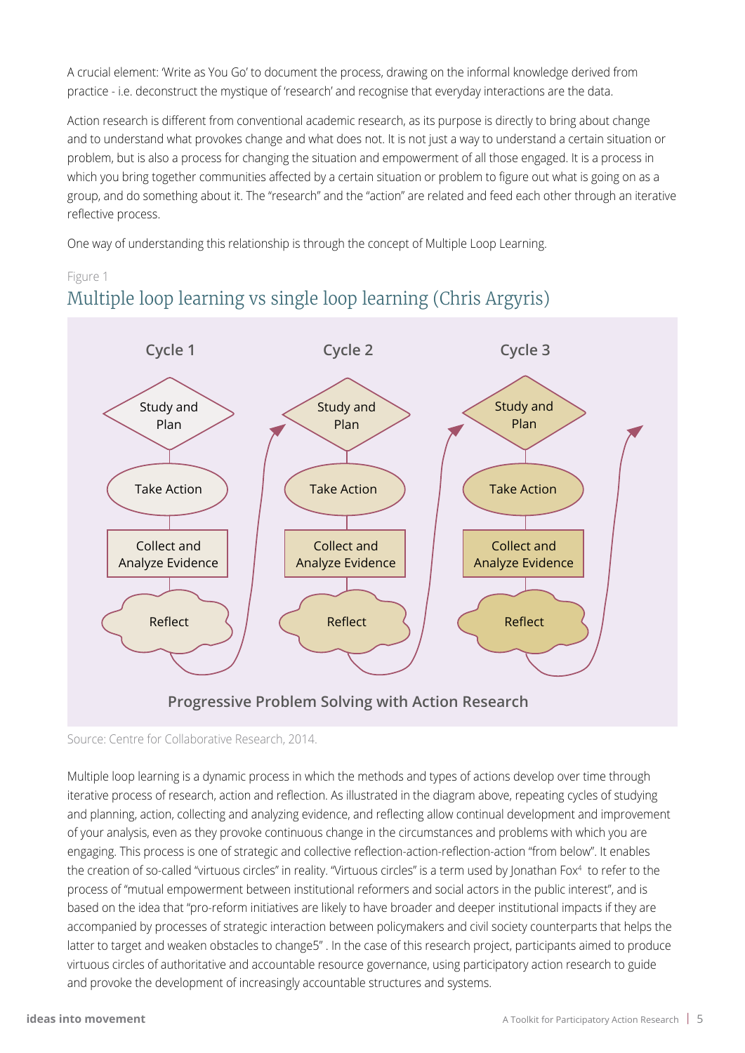A crucial element: 'Write as You Go' to document the process, drawing on the informal knowledge derived from practice - i.e. deconstruct the mystique of 'research' and recognise that everyday interactions are the data.

Action research is different from conventional academic research, as its purpose is directly to bring about change and to understand what provokes change and what does not. It is not just a way to understand a certain situation or problem, but is also a process for changing the situation and empowerment of all those engaged. It is a process in which you bring together communities affected by a certain situation or problem to figure out what is going on as a group, and do something about it. The "research" and the "action" are related and feed each other through an iterative reflective process.

One way of understanding this relationship is through the concept of Multiple Loop Learning.

Figure 1

## Multiple loop learning vs single loop learning (Chris Argyris)

| Cycle 1 | Cycle 2 | Cycle 3 |
|---|---|---|
| Study and Plan | Study and Plan | Study and Plan |
| Take Action | Take Action | Take Action |
| Collect and Analyze Evidence | Collect and Analyze Evidence | Collect and Analyze Evidence |
| Reflect | Reflect | Reflect |

**Progressive Problem Solving with Action Research**

Source: Centre for Collaborative Research, 2014.

Multiple loop learning is a dynamic process in which the methods and types of actions develop over time through iterative process of research, action and reflection. As illustrated in the diagram above, repeating cycles of studying and planning, action, collecting and analyzing evidence, and reflecting allow continual development and improvement of your analysis, even as they provoke continuous change in the circumstances and problems with which you are engaging. This process is one of strategic and collective reflection-action-reflection-action "from below". It enables the creation of so-called "virtuous circles" in reality. "Virtuous circles" is a term used by Jonathan Fox[4] to refer to the process of "mutual empowerment between institutional reformers and social actors in the public interest", and is based on the idea that "pro-reform initiatives are likely to have broader and deeper institutional impacts if they are accompanied by processes of strategic interaction between policymakers and civil society counterparts that helps the latter to target and weaken obstacles to change5" . In the case of this research project, participants aimed to produce virtuous circles of authoritative and accountable resource governance, using participatory action research to guide and provoke the development of increasingly accountable structures and systems.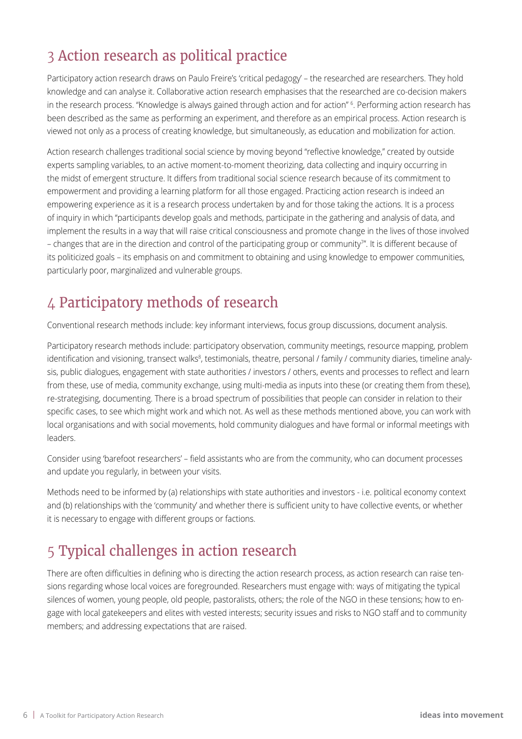## 3 Action research as political practice

Participatory action research draws on Paulo Freire's 'critical pedagogy' – the researched are researchers. They hold knowledge and can analyse it. Collaborative action research emphasises that the researched are co-decision makers in the research process. "Knowledge is always gained through action and for action" [6]. Performing action research has been described as the same as performing an experiment, and therefore as an empirical process. Action research is viewed not only as a process of creating knowledge, but simultaneously, as education and mobilization for action.

Action research challenges traditional social science by moving beyond "reflective knowledge," created by outside experts sampling variables, to an active moment-to-moment theorizing, data collecting and inquiry occurring in the midst of emergent structure. It differs from traditional social science research because of its commitment to empowerment and providing a learning platform for all those engaged. Practicing action research is indeed an empowering experience as it is a research process undertaken by and for those taking the actions. It is a process of inquiry in which "participants develop goals and methods, participate in the gathering and analysis of data, and implement the results in a way that will raise critical consciousness and promote change in the lives of those involved – changes that are in the direction and control of the participating group or community[7]". It is different because of its politicized goals – its emphasis on and commitment to obtaining and using knowledge to empower communities, particularly poor, marginalized and vulnerable groups.

## 4 Participatory methods of research

Conventional research methods include: key informant interviews, focus group discussions, document analysis.

Participatory research methods include: participatory observation, community meetings, resource mapping, problem identification and visioning, transect walks[8], testimonials, theatre, personal / family / community diaries, timeline analysis, public dialogues, engagement with state authorities / investors / others, events and processes to reflect and learn from these, use of media, community exchange, using multi-media as inputs into these (or creating them from these), re-strategising, documenting. There is a broad spectrum of possibilities that people can consider in relation to their specific cases, to see which might work and which not. As well as these methods mentioned above, you can work with local organisations and with social movements, hold community dialogues and have formal or informal meetings with leaders.

Consider using 'barefoot researchers' – field assistants who are from the community, who can document processes and update you regularly, in between your visits.

Methods need to be informed by (a) relationships with state authorities and investors - i.e. political economy context and (b) relationships with the 'community' and whether there is sufficient unity to have collective events, or whether it is necessary to engage with different groups or factions.

## 5 Typical challenges in action research

There are often difficulties in defining who is directing the action research process, as action research can raise tensions regarding whose local voices are foregrounded. Researchers must engage with: ways of mitigating the typical silences of women, young people, old people, pastoralists, others; the role of the NGO in these tensions; how to engage with local gatekeepers and elites with vested interests; security issues and risks to NGO staff and to community members; and addressing expectations that are raised.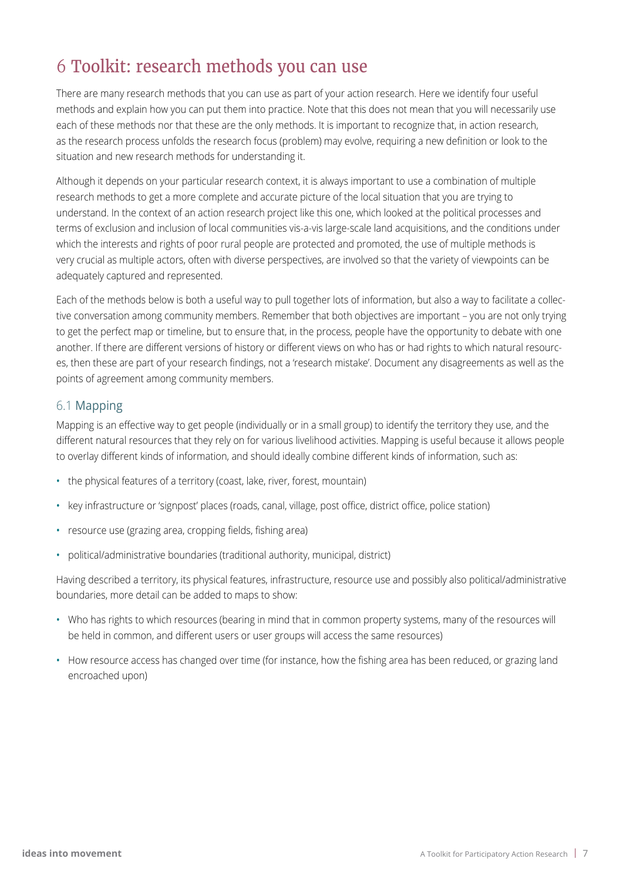# 6 Toolkit: research methods you can use

There are many research methods that you can use as part of your action research. Here we identify four useful methods and explain how you can put them into practice. Note that this does not mean that you will necessarily use each of these methods nor that these are the only methods. It is important to recognize that, in action research, as the research process unfolds the research focus (problem) may evolve, requiring a new definition or look to the situation and new research methods for understanding it.

Although it depends on your particular research context, it is always important to use a combination of multiple research methods to get a more complete and accurate picture of the local situation that you are trying to understand. In the context of an action research project like this one, which looked at the political processes and terms of exclusion and inclusion of local communities vis-a-vis large-scale land acquisitions, and the conditions under which the interests and rights of poor rural people are protected and promoted, the use of multiple methods is very crucial as multiple actors, often with diverse perspectives, are involved so that the variety of viewpoints can be adequately captured and represented.

Each of the methods below is both a useful way to pull together lots of information, but also a way to facilitate a collective conversation among community members. Remember that both objectives are important – you are not only trying to get the perfect map or timeline, but to ensure that, in the process, people have the opportunity to debate with one another. If there are different versions of history or different views on who has or had rights to which natural resources, then these are part of your research findings, not a 'research mistake'. Document any disagreements as well as the points of agreement among community members.

## 6.1 Mapping

Mapping is an effective way to get people (individually or in a small group) to identify the territory they use, and the different natural resources that they rely on for various livelihood activities. Mapping is useful because it allows people to overlay different kinds of information, and should ideally combine different kinds of information, such as:

- the physical features of a territory (coast, lake, river, forest, mountain)
- key infrastructure or 'signpost' places (roads, canal, village, post office, district office, police station)
- resource use (grazing area, cropping fields, fishing area)
- political/administrative boundaries (traditional authority, municipal, district)

Having described a territory, its physical features, infrastructure, resource use and possibly also political/administrative boundaries, more detail can be added to maps to show:

- Who has rights to which resources (bearing in mind that in common property systems, many of the resources will be held in common, and different users or user groups will access the same resources)
- How resource access has changed over time (for instance, how the fishing area has been reduced, or grazing land encroached upon)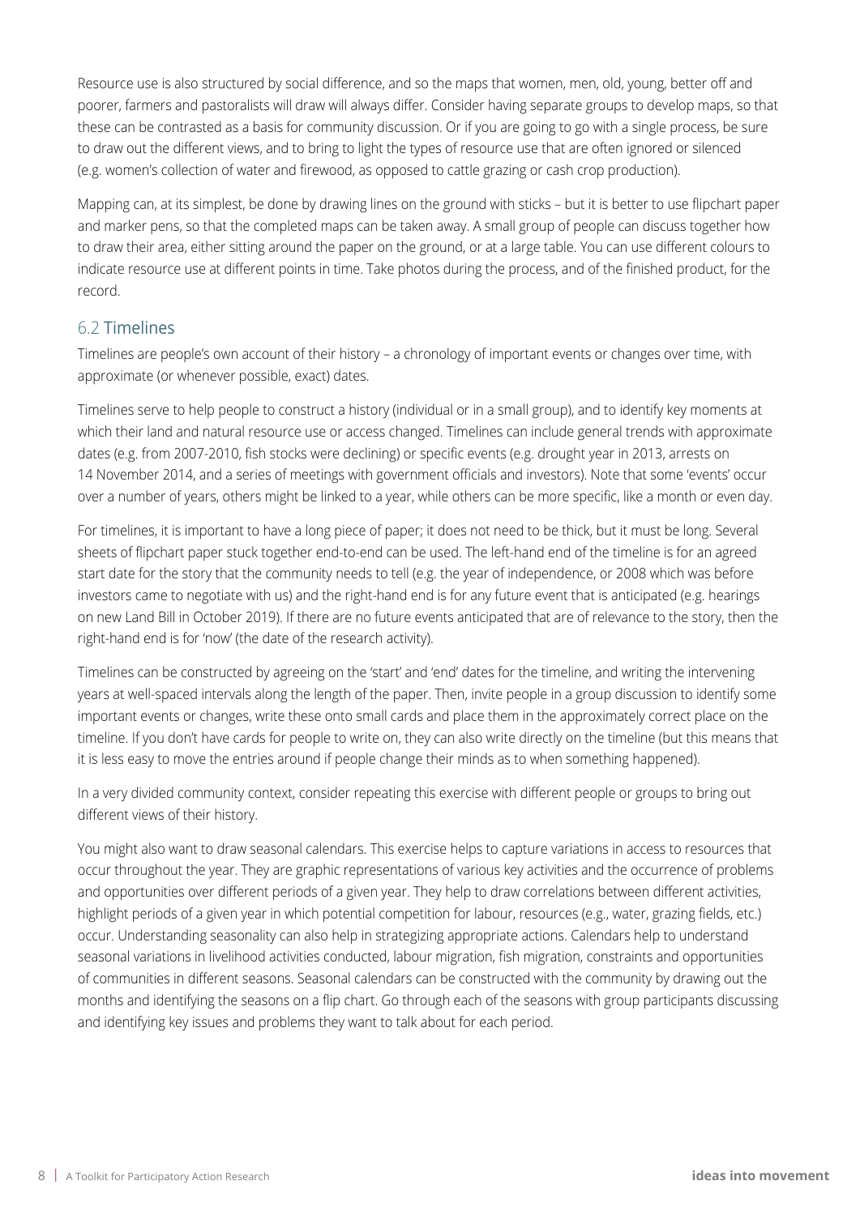Resource use is also structured by social difference, and so the maps that women, men, old, young, better off and poorer, farmers and pastoralists will draw will always differ. Consider having separate groups to develop maps, so that these can be contrasted as a basis for community discussion. Or if you are going to go with a single process, be sure to draw out the different views, and to bring to light the types of resource use that are often ignored or silenced (e.g. women's collection of water and firewood, as opposed to cattle grazing or cash crop production).

Mapping can, at its simplest, be done by drawing lines on the ground with sticks – but it is better to use flipchart paper and marker pens, so that the completed maps can be taken away. A small group of people can discuss together how to draw their area, either sitting around the paper on the ground, or at a large table. You can use different colours to indicate resource use at different points in time. Take photos during the process, and of the finished product, for the record.

## 6.2 Timelines

Timelines are people's own account of their history – a chronology of important events or changes over time, with approximate (or whenever possible, exact) dates.

Timelines serve to help people to construct a history (individual or in a small group), and to identify key moments at which their land and natural resource use or access changed. Timelines can include general trends with approximate dates (e.g. from 2007-2010, fish stocks were declining) or specific events (e.g. drought year in 2013, arrests on 14 November 2014, and a series of meetings with government officials and investors). Note that some 'events' occur over a number of years, others might be linked to a year, while others can be more specific, like a month or even day.

For timelines, it is important to have a long piece of paper; it does not need to be thick, but it must be long. Several sheets of flipchart paper stuck together end-to-end can be used. The left-hand end of the timeline is for an agreed start date for the story that the community needs to tell (e.g. the year of independence, or 2008 which was before investors came to negotiate with us) and the right-hand end is for any future event that is anticipated (e.g. hearings on new Land Bill in October 2019). If there are no future events anticipated that are of relevance to the story, then the right-hand end is for 'now' (the date of the research activity).

Timelines can be constructed by agreeing on the 'start' and 'end' dates for the timeline, and writing the intervening years at well-spaced intervals along the length of the paper. Then, invite people in a group discussion to identify some important events or changes, write these onto small cards and place them in the approximately correct place on the timeline. If you don't have cards for people to write on, they can also write directly on the timeline (but this means that it is less easy to move the entries around if people change their minds as to when something happened).

In a very divided community context, consider repeating this exercise with different people or groups to bring out different views of their history.

You might also want to draw seasonal calendars. This exercise helps to capture variations in access to resources that occur throughout the year. They are graphic representations of various key activities and the occurrence of problems and opportunities over different periods of a given year. They help to draw correlations between different activities, highlight periods of a given year in which potential competition for labour, resources (e.g., water, grazing fields, etc.) occur. Understanding seasonality can also help in strategizing appropriate actions. Calendars help to understand seasonal variations in livelihood activities conducted, labour migration, fish migration, constraints and opportunities of communities in different seasons. Seasonal calendars can be constructed with the community by drawing out the months and identifying the seasons on a flip chart. Go through each of the seasons with group participants discussing and identifying key issues and problems they want to talk about for each period.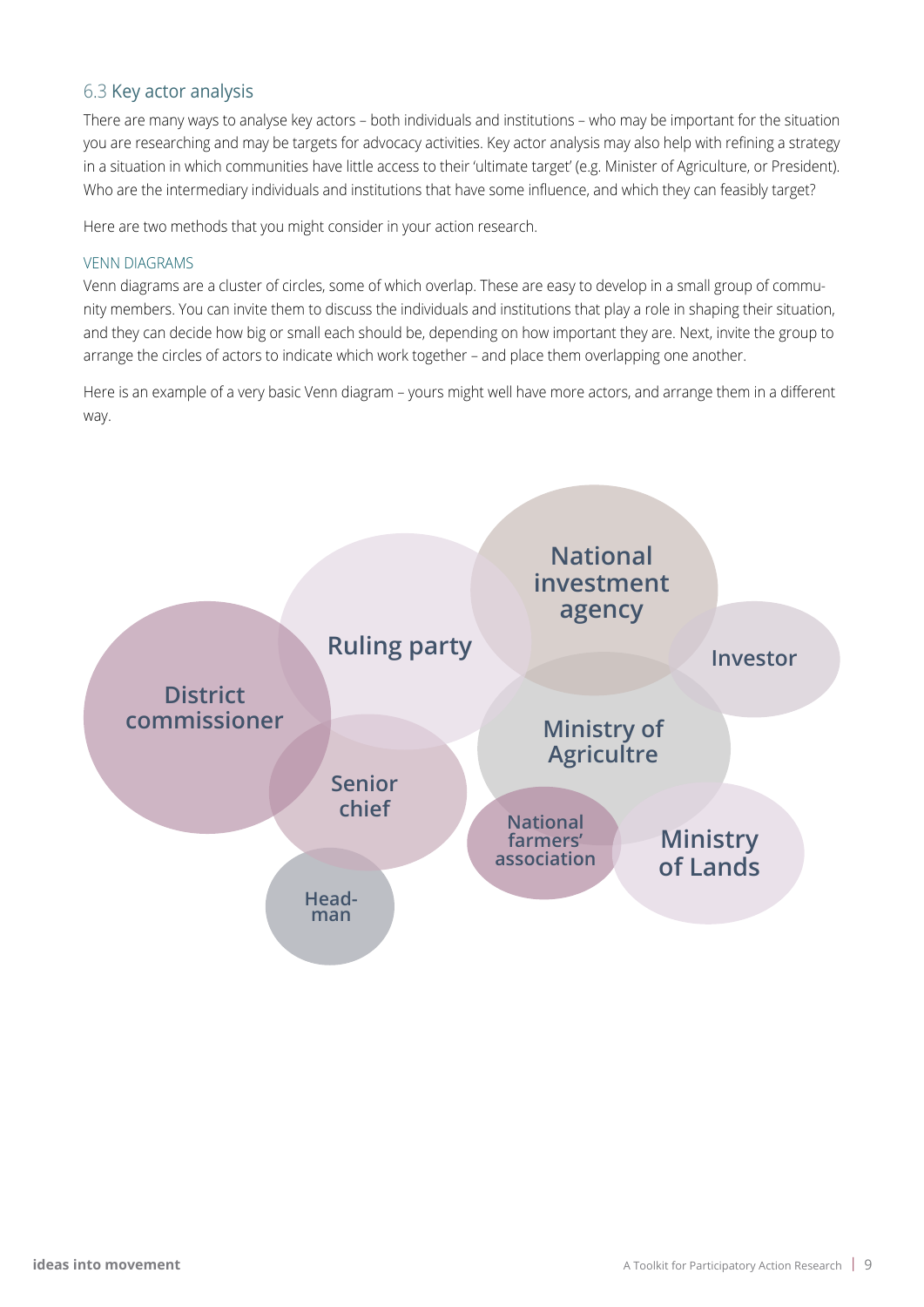## 6.3 Key actor analysis

There are many ways to analyse key actors – both individuals and institutions – who may be important for the situation you are researching and may be targets for advocacy activities. Key actor analysis may also help with refining a strategy in a situation in which communities have little access to their 'ultimate target' (e.g. Minister of Agriculture, or President). Who are the intermediary individuals and institutions that have some influence, and which they can feasibly target?

Here are two methods that you might consider in your action research.

### VENN DIAGRAMS

Venn diagrams are a cluster of circles, some of which overlap. These are easy to develop in a small group of community members. You can invite them to discuss the individuals and institutions that play a role in shaping their situation, and they can decide how big or small each should be, depending on how important they are. Next, invite the group to arrange the circles of actors to indicate which work together – and place them overlapping one another.

Here is an example of a very basic Venn diagram – yours might well have more actors, and arrange them in a different way.

District commissioner

Ruling party

National investment agency

Investor

Ministry of Agricultre

Senior chief

National farmers' association

Ministry of Lands

Head-man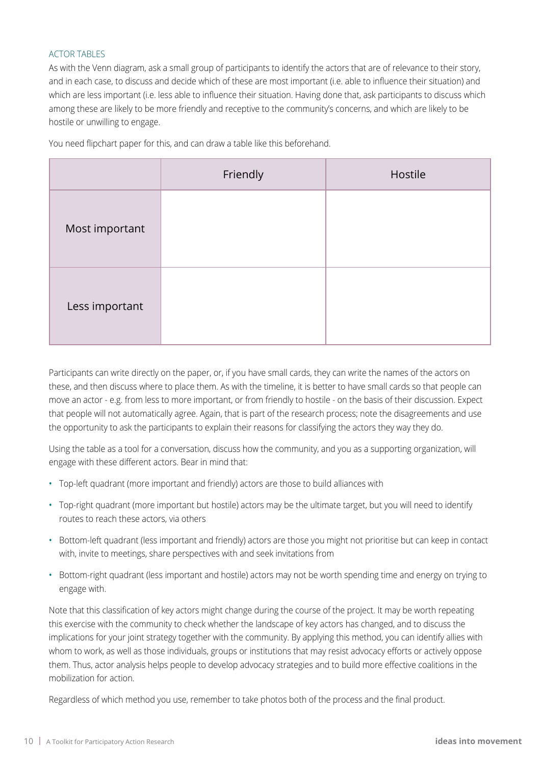### ACTOR TABLES

As with the Venn diagram, ask a small group of participants to identify the actors that are of relevance to their story, and in each case, to discuss and decide which of these are most important (i.e. able to influence their situation) and which are less important (i.e. less able to influence their situation. Having done that, ask participants to discuss which among these are likely to be more friendly and receptive to the community's concerns, and which are likely to be hostile or unwilling to engage.

You need flipchart paper for this, and can draw a table like this beforehand.

| | Friendly | Hostile |
|---|---|---|
| Most important | | |
| Less important | | |

Participants can write directly on the paper, or, if you have small cards, they can write the names of the actors on these, and then discuss where to place them. As with the timeline, it is better to have small cards so that people can move an actor - e.g. from less to more important, or from friendly to hostile - on the basis of their discussion. Expect that people will not automatically agree. Again, that is part of the research process; note the disagreements and use the opportunity to ask the participants to explain their reasons for classifying the actors they way they do.

Using the table as a tool for a conversation, discuss how the community, and you as a supporting organization, will engage with these different actors. Bear in mind that:

- Top-left quadrant (more important and friendly) actors are those to build alliances with
- Top-right quadrant (more important but hostile) actors may be the ultimate target, but you will need to identify routes to reach these actors, via others
- Bottom-left quadrant (less important and friendly) actors are those you might not prioritise but can keep in contact with, invite to meetings, share perspectives with and seek invitations from
- Bottom-right quadrant (less important and hostile) actors may not be worth spending time and energy on trying to engage with.

Note that this classification of key actors might change during the course of the project. It may be worth repeating this exercise with the community to check whether the landscape of key actors has changed, and to discuss the implications for your joint strategy together with the community. By applying this method, you can identify allies with whom to work, as well as those individuals, groups or institutions that may resist advocacy efforts or actively oppose them. Thus, actor analysis helps people to develop advocacy strategies and to build more effective coalitions in the mobilization for action.

Regardless of which method you use, remember to take photos both of the process and the final product.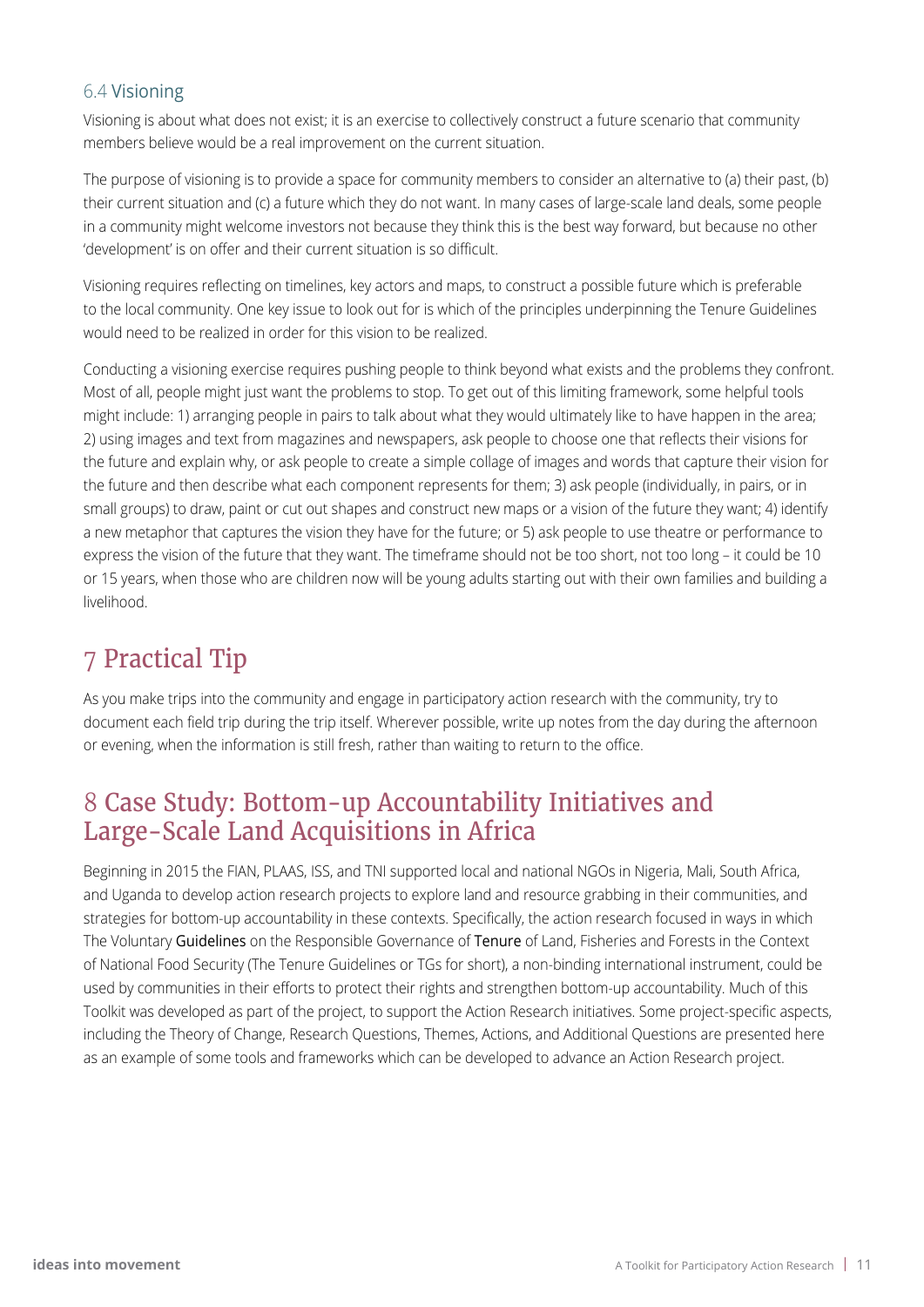### 6.4 Visioning

Visioning is about what does not exist; it is an exercise to collectively construct a future scenario that community members believe would be a real improvement on the current situation.

The purpose of visioning is to provide a space for community members to consider an alternative to (a) their past, (b) their current situation and (c) a future which they do not want. In many cases of large-scale land deals, some people in a community might welcome investors not because they think this is the best way forward, but because no other 'development' is on offer and their current situation is so difficult.

Visioning requires reflecting on timelines, key actors and maps, to construct a possible future which is preferable to the local community. One key issue to look out for is which of the principles underpinning the Tenure Guidelines would need to be realized in order for this vision to be realized.

Conducting a visioning exercise requires pushing people to think beyond what exists and the problems they confront. Most of all, people might just want the problems to stop. To get out of this limiting framework, some helpful tools might include: 1) arranging people in pairs to talk about what they would ultimately like to have happen in the area; 2) using images and text from magazines and newspapers, ask people to choose one that reflects their visions for the future and explain why, or ask people to create a simple collage of images and words that capture their vision for the future and then describe what each component represents for them; 3) ask people (individually, in pairs, or in small groups) to draw, paint or cut out shapes and construct new maps or a vision of the future they want; 4) identify a new metaphor that captures the vision they have for the future; or 5) ask people to use theatre or performance to express the vision of the future that they want. The timeframe should not be too short, not too long – it could be 10 or 15 years, when those who are children now will be young adults starting out with their own families and building a livelihood.

## 7 Practical Tip

As you make trips into the community and engage in participatory action research with the community, try to document each field trip during the trip itself. Wherever possible, write up notes from the day during the afternoon or evening, when the information is still fresh, rather than waiting to return to the office.

## 8 Case Study: Bottom-up Accountability Initiatives and Large-Scale Land Acquisitions in Africa

Beginning in 2015 the FIAN, PLAAS, ISS, and TNI supported local and national NGOs in Nigeria, Mali, South Africa, and Uganda to develop action research projects to explore land and resource grabbing in their communities, and strategies for bottom-up accountability in these contexts. Specifically, the action research focused in ways in which The Voluntary Guidelines on the Responsible Governance of Tenure of Land, Fisheries and Forests in the Context of National Food Security (The Tenure Guidelines or TGs for short), a non-binding international instrument, could be used by communities in their efforts to protect their rights and strengthen bottom-up accountability. Much of this Toolkit was developed as part of the project, to support the Action Research initiatives. Some project-specific aspects, including the Theory of Change, Research Questions, Themes, Actions, and Additional Questions are presented here as an example of some tools and frameworks which can be developed to advance an Action Research project.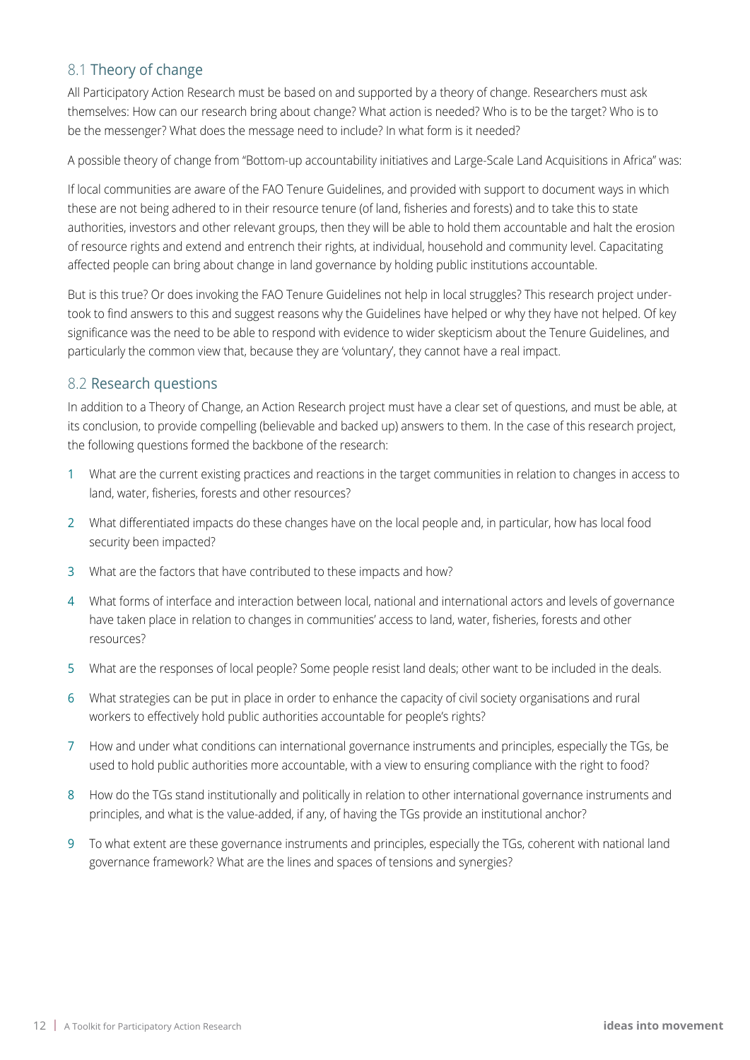## 8.1 Theory of change

All Participatory Action Research must be based on and supported by a theory of change. Researchers must ask themselves: How can our research bring about change? What action is needed? Who is to be the target? Who is to be the messenger? What does the message need to include? In what form is it needed?

A possible theory of change from "Bottom-up accountability initiatives and Large-Scale Land Acquisitions in Africa" was:

If local communities are aware of the FAO Tenure Guidelines, and provided with support to document ways in which these are not being adhered to in their resource tenure (of land, fisheries and forests) and to take this to state authorities, investors and other relevant groups, then they will be able to hold them accountable and halt the erosion of resource rights and extend and entrench their rights, at individual, household and community level. Capacitating affected people can bring about change in land governance by holding public institutions accountable.

But is this true? Or does invoking the FAO Tenure Guidelines not help in local struggles? This research project undertook to find answers to this and suggest reasons why the Guidelines have helped or why they have not helped. Of key significance was the need to be able to respond with evidence to wider skepticism about the Tenure Guidelines, and particularly the common view that, because they are 'voluntary', they cannot have a real impact.

## 8.2 Research questions

In addition to a Theory of Change, an Action Research project must have a clear set of questions, and must be able, at its conclusion, to provide compelling (believable and backed up) answers to them. In the case of this research project, the following questions formed the backbone of the research:

1. What are the current existing practices and reactions in the target communities in relation to changes in access to land, water, fisheries, forests and other resources?
2. What differentiated impacts do these changes have on the local people and, in particular, how has local food security been impacted?
3. What are the factors that have contributed to these impacts and how?
4. What forms of interface and interaction between local, national and international actors and levels of governance have taken place in relation to changes in communities' access to land, water, fisheries, forests and other resources?
5. What are the responses of local people? Some people resist land deals; other want to be included in the deals.
6. What strategies can be put in place in order to enhance the capacity of civil society organisations and rural workers to effectively hold public authorities accountable for people's rights?
7. How and under what conditions can international governance instruments and principles, especially the TGs, be used to hold public authorities more accountable, with a view to ensuring compliance with the right to food?
8. How do the TGs stand institutionally and politically in relation to other international governance instruments and principles, and what is the value-added, if any, of having the TGs provide an institutional anchor?
9. To what extent are these governance instruments and principles, especially the TGs, coherent with national land governance framework? What are the lines and spaces of tensions and synergies?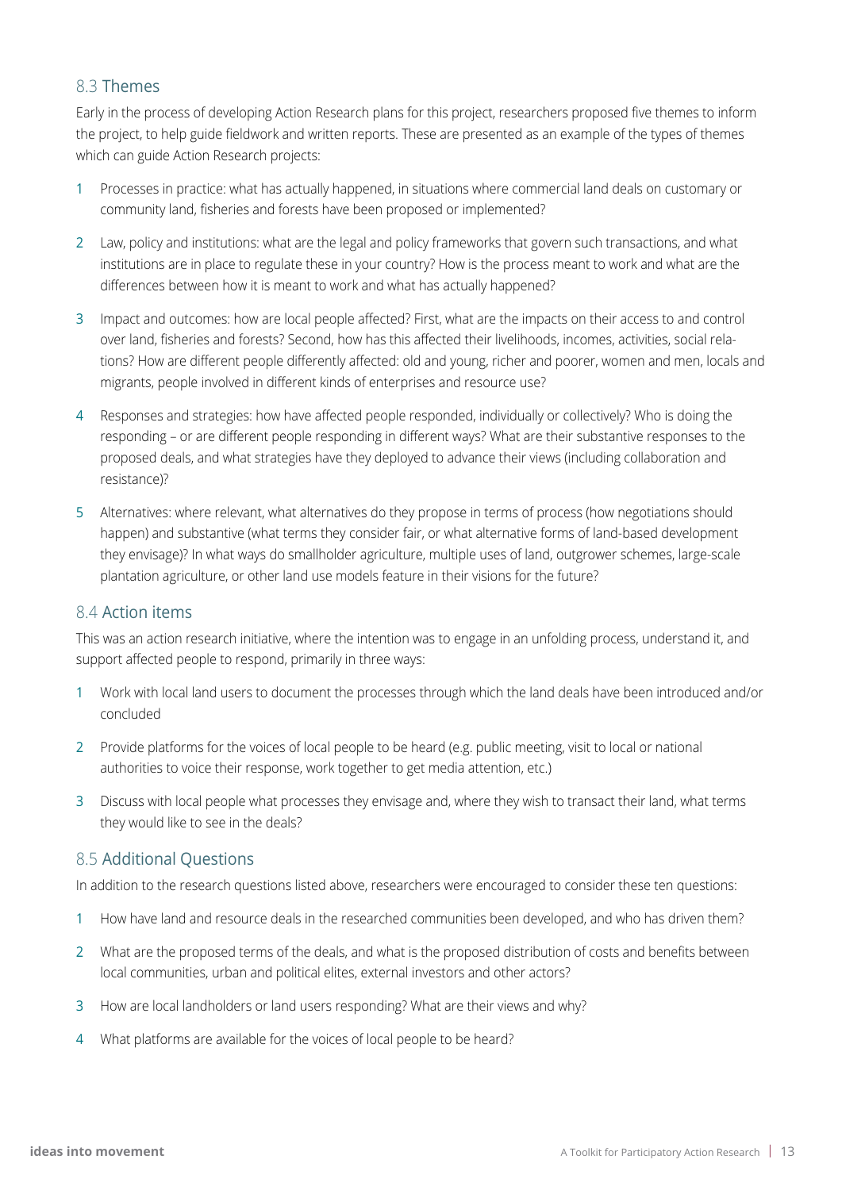## 8.3 Themes

Early in the process of developing Action Research plans for this project, researchers proposed five themes to inform the project, to help guide fieldwork and written reports. These are presented as an example of the types of themes which can guide Action Research projects:

1. Processes in practice: what has actually happened, in situations where commercial land deals on customary or community land, fisheries and forests have been proposed or implemented?
2. Law, policy and institutions: what are the legal and policy frameworks that govern such transactions, and what institutions are in place to regulate these in your country? How is the process meant to work and what are the differences between how it is meant to work and what has actually happened?
3. Impact and outcomes: how are local people affected? First, what are the impacts on their access to and control over land, fisheries and forests? Second, how has this affected their livelihoods, incomes, activities, social relations? How are different people differently affected: old and young, richer and poorer, women and men, locals and migrants, people involved in different kinds of enterprises and resource use?
4. Responses and strategies: how have affected people responded, individually or collectively? Who is doing the responding – or are different people responding in different ways? What are their substantive responses to the proposed deals, and what strategies have they deployed to advance their views (including collaboration and resistance)?
5. Alternatives: where relevant, what alternatives do they propose in terms of process (how negotiations should happen) and substantive (what terms they consider fair, or what alternative forms of land-based development they envisage)? In what ways do smallholder agriculture, multiple uses of land, outgrower schemes, large-scale plantation agriculture, or other land use models feature in their visions for the future?

## 8.4 Action items

This was an action research initiative, where the intention was to engage in an unfolding process, understand it, and support affected people to respond, primarily in three ways:

1. Work with local land users to document the processes through which the land deals have been introduced and/or concluded
2. Provide platforms for the voices of local people to be heard (e.g. public meeting, visit to local or national authorities to voice their response, work together to get media attention, etc.)
3. Discuss with local people what processes they envisage and, where they wish to transact their land, what terms they would like to see in the deals?

## 8.5 Additional Questions

In addition to the research questions listed above, researchers were encouraged to consider these ten questions:

1. How have land and resource deals in the researched communities been developed, and who has driven them?
2. What are the proposed terms of the deals, and what is the proposed distribution of costs and benefits between local communities, urban and political elites, external investors and other actors?
3. How are local landholders or land users responding? What are their views and why?
4. What platforms are available for the voices of local people to be heard?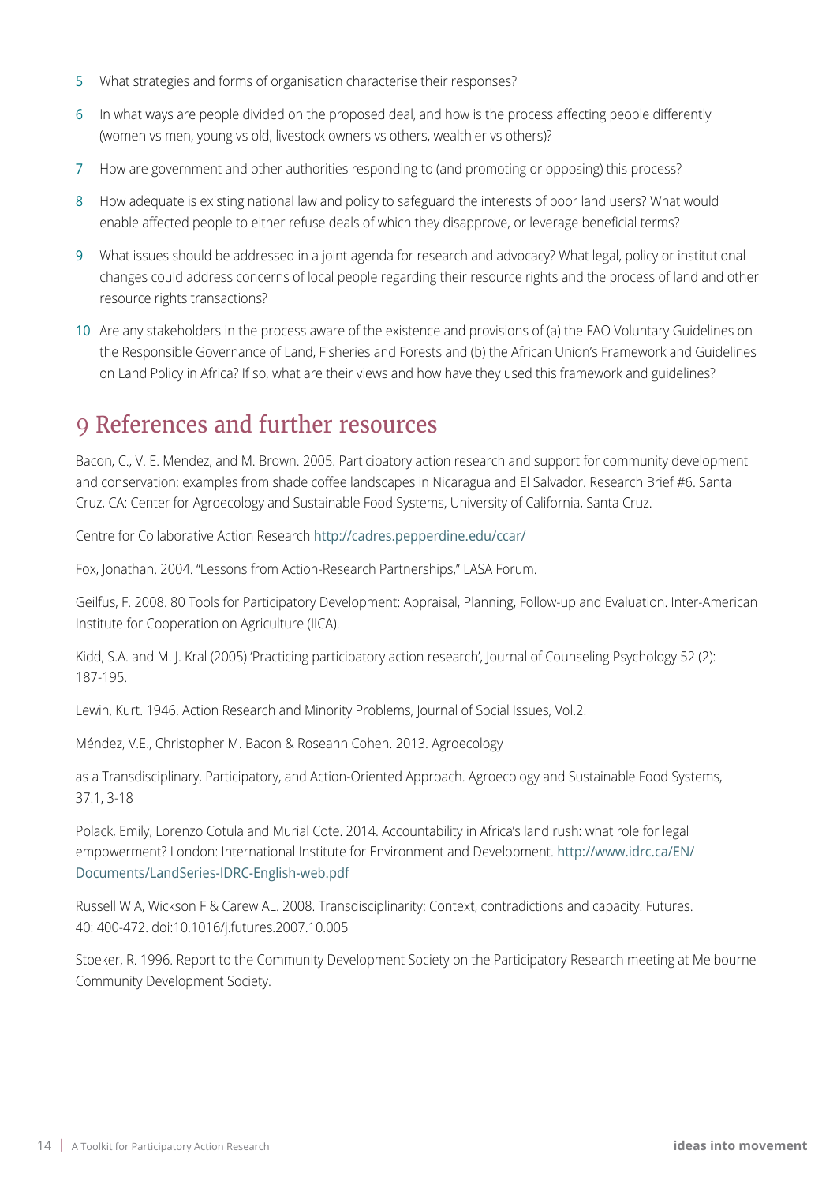5. What strategies and forms of organisation characterise their responses?
6. In what ways are people divided on the proposed deal, and how is the process affecting people differently (women vs men, young vs old, livestock owners vs others, wealthier vs others)?
7. How are government and other authorities responding to (and promoting or opposing) this process?
8. How adequate is existing national law and policy to safeguard the interests of poor land users? What would enable affected people to either refuse deals of which they disapprove, or leverage beneficial terms?
9. What issues should be addressed in a joint agenda for research and advocacy? What legal, policy or institutional changes could address concerns of local people regarding their resource rights and the process of land and other resource rights transactions?
10. Are any stakeholders in the process aware of the existence and provisions of (a) the FAO Voluntary Guidelines on the Responsible Governance of Land, Fisheries and Forests and (b) the African Union's Framework and Guidelines on Land Policy in Africa? If so, what are their views and how have they used this framework and guidelines?

# 9 References and further resources

Bacon, C., V. E. Mendez, and M. Brown. 2005. Participatory action research and support for community development and conservation: examples from shade coffee landscapes in Nicaragua and El Salvador. Research Brief #6. Santa Cruz, CA: Center for Agroecology and Sustainable Food Systems, University of California, Santa Cruz.

Centre for Collaborative Action Research http://cadres.pepperdine.edu/ccar/

Fox, Jonathan. 2004. "Lessons from Action-Research Partnerships," LASA Forum.

Geilfus, F. 2008. 80 Tools for Participatory Development: Appraisal, Planning, Follow-up and Evaluation. Inter-American Institute for Cooperation on Agriculture (IICA).

Kidd, S.A. and M. J. Kral (2005) 'Practicing participatory action research', Journal of Counseling Psychology 52 (2): 187-195.

Lewin, Kurt. 1946. Action Research and Minority Problems, Journal of Social Issues, Vol.2.

Méndez, V.E., Christopher M. Bacon & Roseann Cohen. 2013. Agroecology

as a Transdisciplinary, Participatory, and Action-Oriented Approach. Agroecology and Sustainable Food Systems, 37:1, 3-18

Polack, Emily, Lorenzo Cotula and Murial Cote. 2014. Accountability in Africa's land rush: what role for legal empowerment? London: International Institute for Environment and Development. http://www.idrc.ca/EN/Documents/LandSeries-IDRC-English-web.pdf

Russell W A, Wickson F & Carew AL. 2008. Transdisciplinarity: Context, contradictions and capacity. Futures. 40: 400-472. doi:10.1016/j.futures.2007.10.005

Stoeker, R. 1996. Report to the Community Development Society on the Participatory Research meeting at Melbourne Community Development Society.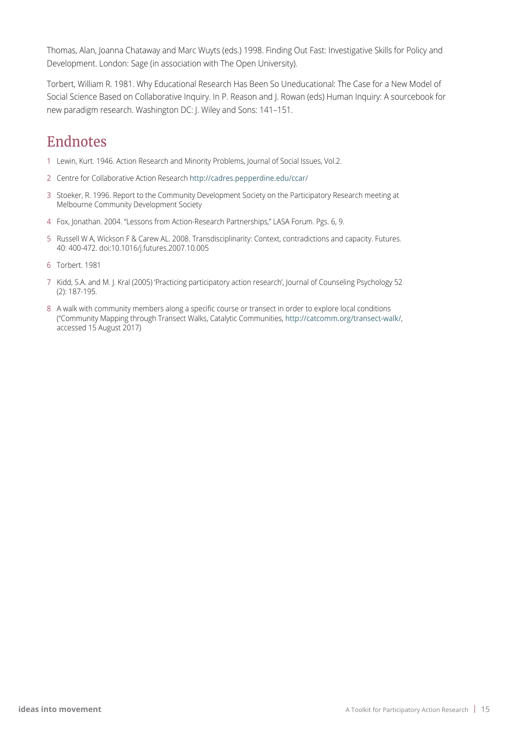Thomas, Alan, Joanna Chataway and Marc Wuyts (eds.) 1998. Finding Out Fast: Investigative Skills for Policy and Development. London: Sage (in association with The Open University).

Torbert, William R. 1981. Why Educational Research Has Been So Uneducational: The Case for a New Model of Social Science Based on Collaborative Inquiry. In P. Reason and J. Rowan (eds) Human Inquiry: A sourcebook for new paradigm research. Washington DC: J. Wiley and Sons: 141–151.

## Endnotes

1. Lewin, Kurt. 1946. Action Research and Minority Problems, Journal of Social Issues, Vol.2.
2. Centre for Collaborative Action Research http://cadres.pepperdine.edu/ccar/
3. Stoeker, R. 1996. Report to the Community Development Society on the Participatory Research meeting at Melbourne Community Development Society
4. Fox, Jonathan. 2004. "Lessons from Action-Research Partnerships," LASA Forum. Pgs. 6, 9.
5. Russell W A, Wickson F & Carew AL. 2008. Transdisciplinarity: Context, contradictions and capacity. Futures. 40: 400-472. doi:10.1016/j.futures.2007.10.005
6. Torbert. 1981
7. Kidd, S.A. and M. J. Kral (2005) 'Practicing participatory action research', Journal of Counseling Psychology 52 (2): 187-195.
8. A walk with community members along a specific course or transect in order to explore local conditions ("Community Mapping through Transect Walks, Catalytic Communities, http://catcomm.org/transect-walk/, accessed 15 August 2017)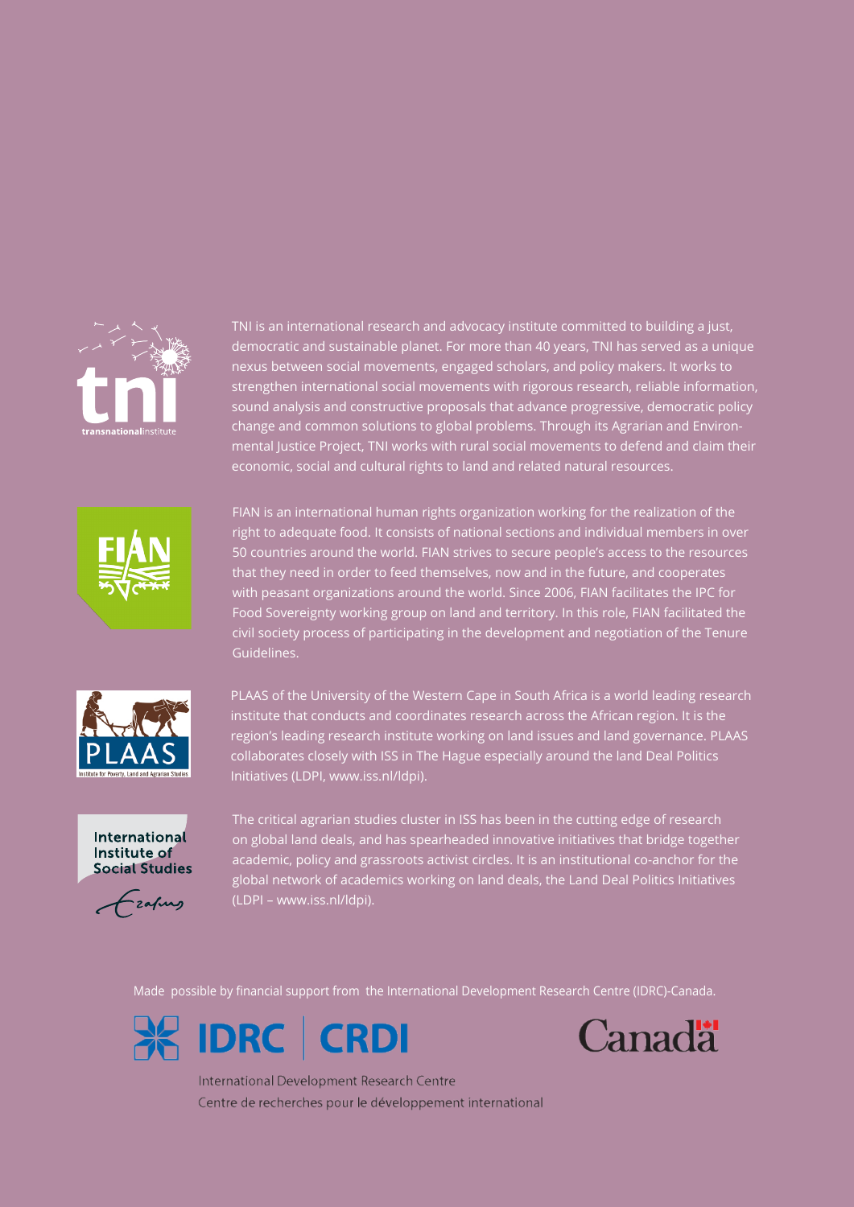TNI is an international research and advocacy institute committed to building a just, democratic and sustainable planet. For more than 40 years, TNI has served as a unique nexus between social movements, engaged scholars, and policy makers. It works to strengthen international social movements with rigorous research, reliable information, sound analysis and constructive proposals that advance progressive, democratic policy change and common solutions to global problems. Through its Agrarian and Environmental Justice Project, TNI works with rural social movements to defend and claim their economic, social and cultural rights to land and related natural resources.

FIAN is an international human rights organization working for the realization of the right to adequate food. It consists of national sections and individual members in over 50 countries around the world. FIAN strives to secure people's access to the resources that they need in order to feed themselves, now and in the future, and cooperates with peasant organizations around the world. Since 2006, FIAN facilitates the IPC for Food Sovereignty working group on land and territory. In this role, FIAN facilitated the civil society process of participating in the development and negotiation of the Tenure Guidelines.

PLAAS of the University of the Western Cape in South Africa is a world leading research institute that conducts and coordinates research across the African region. It is the region's leading research institute working on land issues and land governance. PLAAS collaborates closely with ISS in The Hague especially around the land Deal Politics Initiatives (LDPI, www.iss.nl/ldpi).

The critical agrarian studies cluster in ISS has been in the cutting edge of research on global land deals, and has spearheaded innovative initiatives that bridge together academic, policy and grassroots activist circles. It is an institutional co-anchor for the global network of academics working on land deals, the Land Deal Politics Initiatives (LDPI – www.iss.nl/ldpi).

Made possible by financial support from the International Development Research Centre (IDRC)-Canada.

IDRC | CRDI

International Development Research Centre
Centre de recherches pour le développement international

Canada